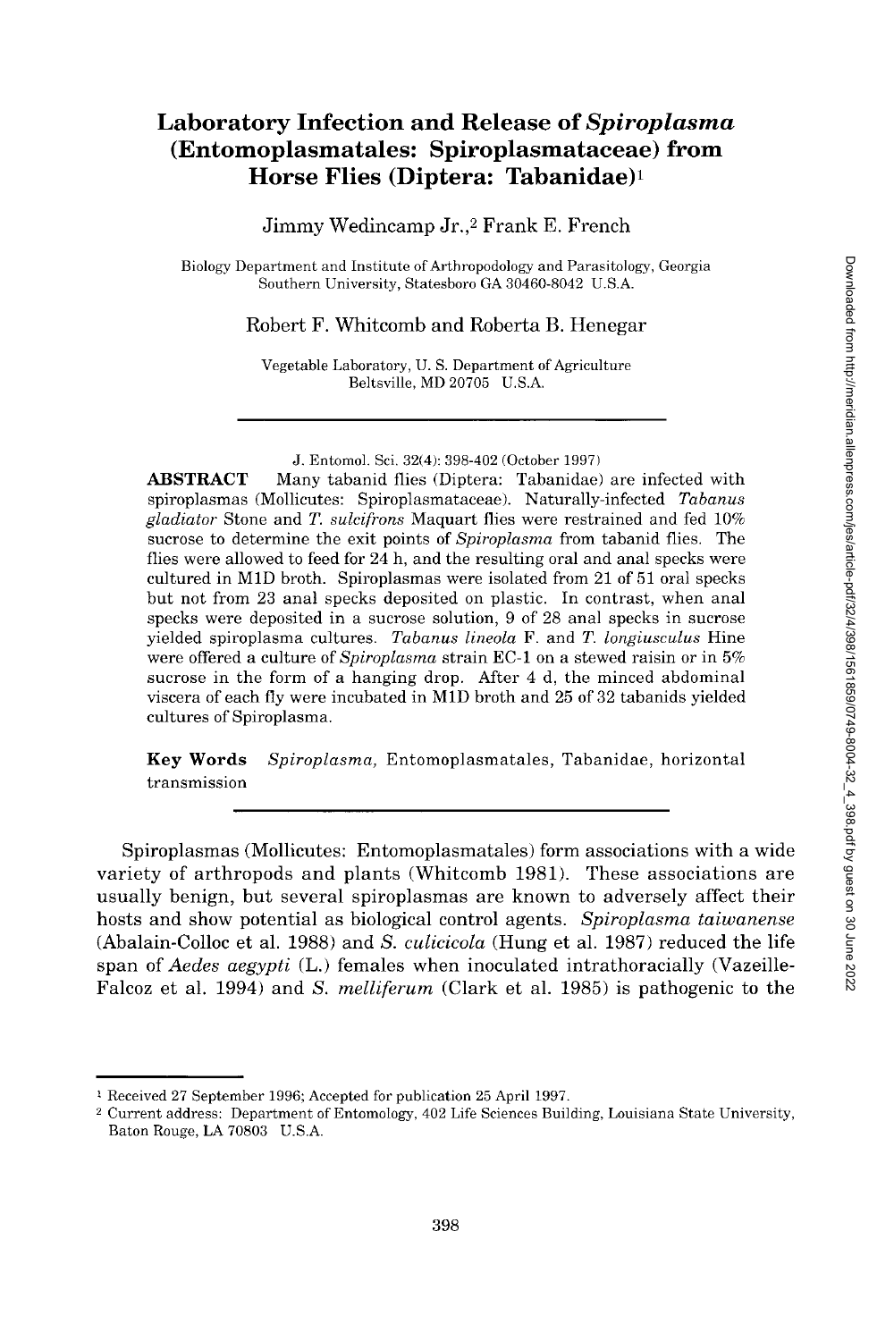# Laboratory Infection and Release of *Spiroplasma* (Entomoplasmatales: Spiroplasmataceae) from Horse Flies (Diptera: Tabanidae)[1]

Jimmy Wedincamp Jr.,[2] Frank E. French

Biology Department and Institute of Arthropodology and Parasitology, Georgia Southern University, Statesboro GA 30460-8042 U.S.A.

Robert F. Whitcomb and Roberta B. Henegar

Vegetable Laboratory, U. S. Department of Agriculture Beltsville, MD 20705 U.S.A.

J. Entomol. Sci. 32(4): 398-402 (October 1997)

**ABSTRACT** Many tabanid flies (Diptera: Tabanidae) are infected with spiroplasmas (Mollicutes: Spiroplasmataceae). Naturally-infected *Tabanus gladiator* Stone and *T. sulcifrons* Maquart flies were restrained and fed 10% sucrose to determine the exit points of *Spiroplasma* from tabanid flies. The flies were allowed to feed for 24 h, and the resulting oral and anal specks were cultured in M1D broth. Spiroplasmas were isolated from 21 of 51 oral specks but not from 23 anal specks deposited on plastic. In contrast, when anal specks were deposited in a sucrose solution, 9 of 28 anal specks in sucrose yielded spiroplasma cultures. *Tabanus lineola* F. and *T. longiusculus* Hine were offered a culture of *Spiroplasma* strain EC-1 on a stewed raisin or in 5% sucrose in the form of a hanging drop. After 4 d, the minced abdominal viscera of each fly were incubated in M1D broth and 25 of 32 tabanids yielded cultures of Spiroplasma.

**Key Words** *Spiroplasma*, Entomoplasmatales, Tabanidae, horizontal transmission

Spiroplasmas (Mollicutes: Entomoplasmatales) form associations with a wide variety of arthropods and plants (Whitcomb 1981). These associations are usually benign, but several spiroplasmas are known to adversely affect their hosts and show potential as biological control agents. *Spiroplasma taiwanense* (Abalain-Colloc et al. 1988) and *S. culicicola* (Hung et al. 1987) reduced the life span of *Aedes aegypti* (L.) females when inoculated intrathoracially (Vazeille-Falcoz et al. 1994) and *S. melliferum* (Clark et al. 1985) is pathogenic to the

[1] Received 27 September 1996; Accepted for publication 25 April 1997.

[2] Current address: Department of Entomology, 402 Life Sciences Building, Louisiana State University, Baton Rouge, LA 70803 U.S.A.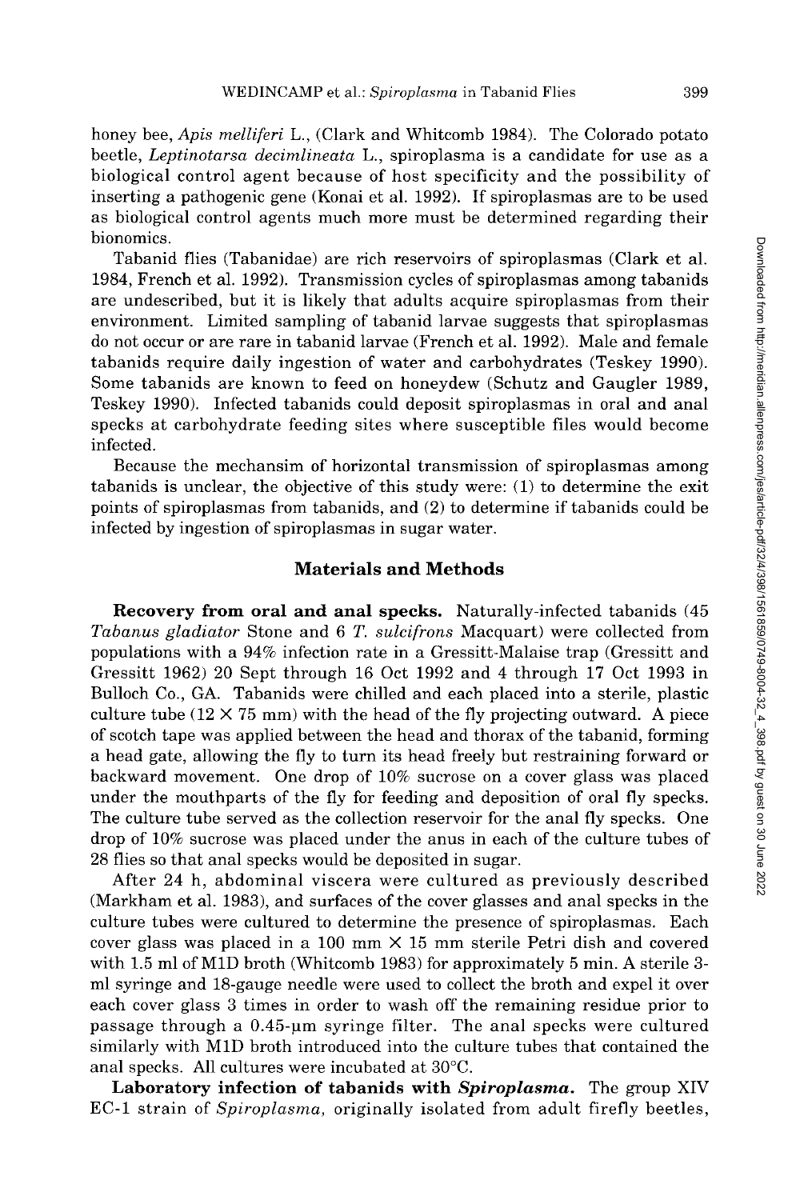honey bee, *Apis melliferi* L., (Clark and Whitcomb 1984). The Colorado potato beetle, *Leptinotarsa decimlineata* L., spiroplasma is a candidate for use as a biological control agent because of host specificity and the possibility of inserting a pathogenic gene (Konai et al. 1992). If spiroplasmas are to be used as biological control agents much more must be determined regarding their bionomics.

Tabanid flies (Tabanidae) are rich reservoirs of spiroplasmas (Clark et al. 1984, French et al. 1992). Transmission cycles of spiroplasmas among tabanids are undescribed, but it is likely that adults acquire spiroplasmas from their environment. Limited sampling of tabanid larvae suggests that spiroplasmas do not occur or are rare in tabanid larvae (French et al. 1992). Male and female tabanids require daily ingestion of water and carbohydrates (Teskey 1990). Some tabanids are known to feed on honeydew (Schutz and Gaugler 1989, Teskey 1990). Infected tabanids could deposit spiroplasmas in oral and anal specks at carbohydrate feeding sites where susceptible files would become infected.

Because the mechansim of horizontal transmission of spiroplasmas among tabanids is unclear, the objective of this study were: (1) to determine the exit points of spiroplasmas from tabanids, and (2) to determine if tabanids could be infected by ingestion of spiroplasmas in sugar water.

## Materials and Methods

**Recovery from oral and anal specks.** Naturally-infected tabanids (45 *Tabanus gladiator* Stone and 6 *T. sulcifrons* Macquart) were collected from populations with a 94% infection rate in a Gressitt-Malaise trap (Gressitt and Gressitt 1962) 20 Sept through 16 Oct 1992 and 4 through 17 Oct 1993 in Bulloch Co., GA. Tabanids were chilled and each placed into a sterile, plastic culture tube (12 × 75 mm) with the head of the fly projecting outward. A piece of scotch tape was applied between the head and thorax of the tabanid, forming a head gate, allowing the fly to turn its head freely but restraining forward or backward movement. One drop of 10% sucrose on a cover glass was placed under the mouthparts of the fly for feeding and deposition of oral fly specks. The culture tube served as the collection reservoir for the anal fly specks. One drop of 10% sucrose was placed under the anus in each of the culture tubes of 28 flies so that anal specks would be deposited in sugar.

After 24 h, abdominal viscera were cultured as previously described (Markham et al. 1983), and surfaces of the cover glasses and anal specks in the culture tubes were cultured to determine the presence of spiroplasmas. Each cover glass was placed in a 100 mm × 15 mm sterile Petri dish and covered with 1.5 ml of M1D broth (Whitcomb 1983) for approximately 5 min. A sterile 3-ml syringe and 18-gauge needle were used to collect the broth and expel it over each cover glass 3 times in order to wash off the remaining residue prior to passage through a 0.45-µm syringe filter. The anal specks were cultured similarly with M1D broth introduced into the culture tubes that contained the anal specks. All cultures were incubated at 30°C.

**Laboratory infection of tabanids with *Spiroplasma*.** The group XIV EC-1 strain of *Spiroplasma*, originally isolated from adult firefly beetles,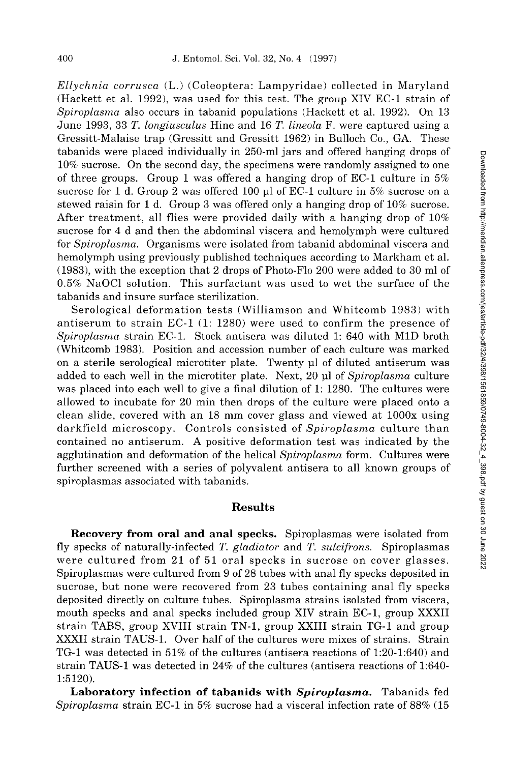*Ellychnia corrusca* (L.) (Coleoptera: Lampyridae) collected in Maryland (Hackett et al. 1992), was used for this test. The group XIV EC-1 strain of *Spiroplasma* also occurs in tabanid populations (Hackett et al. 1992). On 13 June 1993, 33 *T. longiusculus* Hine and 16 *T. lineola* F. were captured using a Gressitt-Malaise trap (Gressitt and Gressitt 1962) in Bulloch Co., GA. These tabanids were placed individually in 250-ml jars and offered hanging drops of 10% sucrose. On the second day, the specimens were randomly assigned to one of three groups. Group 1 was offered a hanging drop of EC-1 culture in 5% sucrose for 1 d. Group 2 was offered 100 µl of EC-1 culture in 5% sucrose on a stewed raisin for 1 d. Group 3 was offered only a hanging drop of 10% sucrose. After treatment, all flies were provided daily with a hanging drop of 10% sucrose for 4 d and then the abdominal viscera and hemolymph were cultured for *Spiroplasma*. Organisms were isolated from tabanid abdominal viscera and hemolymph using previously published techniques according to Markham et al. (1983), with the exception that 2 drops of Photo-Flo 200 were added to 30 ml of 0.5% NaOCl solution. This surfactant was used to wet the surface of the tabanids and insure surface sterilization.

Serological deformation tests (Williamson and Whitcomb 1983) with antiserum to strain EC-1 (1: 1280) were used to confirm the presence of *Spiroplasma* strain EC-1. Stock antisera was diluted 1: 640 with M1D broth (Whitcomb 1983). Position and accession number of each culture was marked on a sterile serological microtiter plate. Twenty µl of diluted antiserum was added to each well in the microtiter plate. Next, 20 µl of *Spiroplasma* culture was placed into each well to give a final dilution of 1: 1280. The cultures were allowed to incubate for 20 min then drops of the culture were placed onto a clean slide, covered with an 18 mm cover glass and viewed at 1000x using darkfield microscopy. Controls consisted of *Spiroplasma* culture than contained no antiserum. A positive deformation test was indicated by the agglutination and deformation of the helical *Spiroplasma* form. Cultures were further screened with a series of polyvalent antisera to all known groups of spiroplasmas associated with tabanids.

## Results

**Recovery from oral and anal specks.** Spiroplasmas were isolated from fly specks of naturally-infected *T. gladiator* and *T. sulcifrons*. Spiroplasmas were cultured from 21 of 51 oral specks in sucrose on cover glasses. Spiroplasmas were cultured from 9 of 28 tubes with anal fly specks deposited in sucrose, but none were recovered from 23 tubes containing anal fly specks deposited directly on culture tubes. Spiroplasma strains isolated from viscera, mouth specks and anal specks included group XIV strain EC-1, group XXXII strain TABS, group XVIII strain TN-1, group XXIII strain TG-1 and group XXXII strain TAUS-1. Over half of the cultures were mixes of strains. Strain TG-1 was detected in 51% of the cultures (antisera reactions of 1:20-1:640) and strain TAUS-1 was detected in 24% of the cultures (antisera reactions of 1:640-1:5120).

**Laboratory infection of tabanids with *Spiroplasma*.** Tabanids fed *Spiroplasma* strain EC-1 in 5% sucrose had a visceral infection rate of 88% (15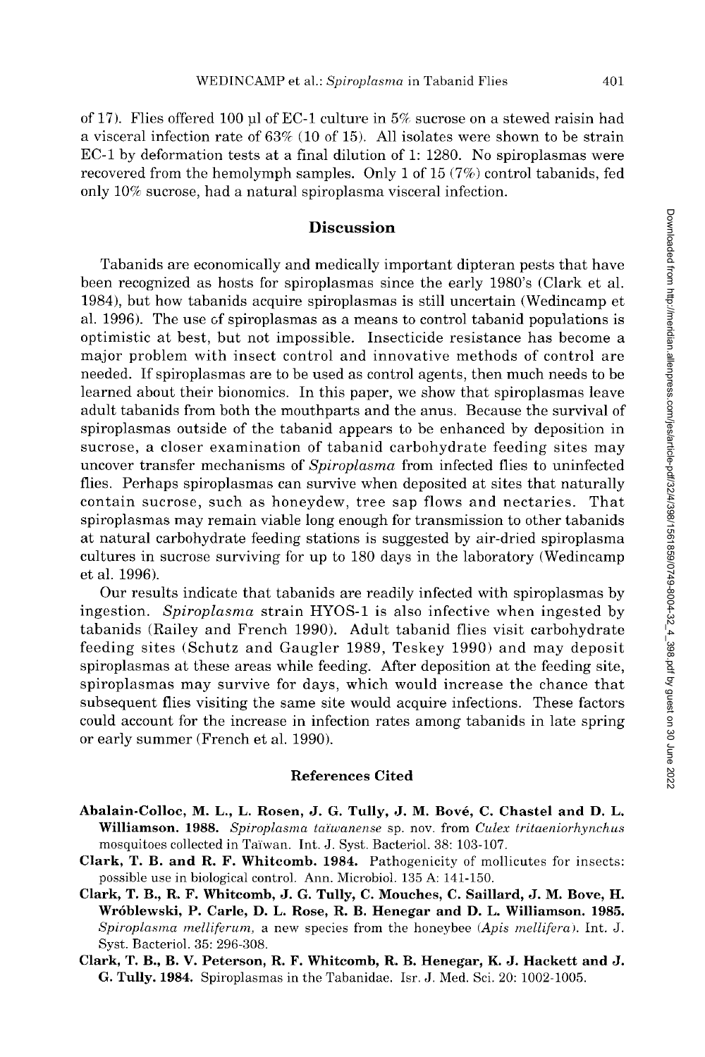of 17). Flies offered 100 µl of EC-1 culture in 5% sucrose on a stewed raisin had a visceral infection rate of 63% (10 of 15). All isolates were shown to be strain EC-1 by deformation tests at a final dilution of 1: 1280. No spiroplasmas were recovered from the hemolymph samples. Only 1 of 15 (7%) control tabanids, fed only 10% sucrose, had a natural spiroplasma visceral infection.

## Discussion

Tabanids are economically and medically important dipteran pests that have been recognized as hosts for spiroplasmas since the early 1980's (Clark et al. 1984), but how tabanids acquire spiroplasmas is still uncertain (Wedincamp et al. 1996). The use of spiroplasmas as a means to control tabanid populations is optimistic at best, but not impossible. Insecticide resistance has become a major problem with insect control and innovative methods of control are needed. If spiroplasmas are to be used as control agents, then much needs to be learned about their bionomics. In this paper, we show that spiroplasmas leave adult tabanids from both the mouthparts and the anus. Because the survival of spiroplasmas outside of the tabanid appears to be enhanced by deposition in sucrose, a closer examination of tabanid carbohydrate feeding sites may uncover transfer mechanisms of *Spiroplasma* from infected flies to uninfected flies. Perhaps spiroplasmas can survive when deposited at sites that naturally contain sucrose, such as honeydew, tree sap flows and nectaries. That spiroplasmas may remain viable long enough for transmission to other tabanids at natural carbohydrate feeding stations is suggested by air-dried spiroplasma cultures in sucrose surviving for up to 180 days in the laboratory (Wedincamp et al. 1996).

Our results indicate that tabanids are readily infected with spiroplasmas by ingestion. *Spiroplasma* strain HYOS-1 is also infective when ingested by tabanids (Railey and French 1990). Adult tabanid flies visit carbohydrate feeding sites (Schutz and Gaugler 1989, Teskey 1990) and may deposit spiroplasmas at these areas while feeding. After deposition at the feeding site, spiroplasmas may survive for days, which would increase the chance that subsequent flies visiting the same site would acquire infections. These factors could account for the increase in infection rates among tabanids in late spring or early summer (French et al. 1990).

### References Cited

**Abalain-Colloc, M. L., L. Rosen, J. G. Tully, J. M. Bové, C. Chastel and D. L. Williamson. 1988.** *Spiroplasma taiwanense* sp. nov. from *Culex tritaeniorhynchus* mosquitoes collected in Taïwan. Int. J. Syst. Bacteriol. 38: 103-107.

**Clark, T. B. and R. F. Whitcomb. 1984.** Pathogenicity of mollicutes for insects: possible use in biological control. Ann. Microbiol. 135 A: 141-150.

**Clark, T. B., R. F. Whitcomb, J. G. Tully, C. Mouches, C. Saillard, J. M. Bove, H. Wróblewski, P. Carle, D. L. Rose, R. B. Henegar and D. L. Williamson. 1985.** *Spiroplasma melliferum*, a new species from the honeybee (*Apis mellifera*). Int. J. Syst. Bacteriol. 35: 296-308.

**Clark, T. B., B. V. Peterson, R. F. Whitcomb, R. B. Henegar, K. J. Hackett and J. G. Tully. 1984.** Spiroplasmas in the Tabanidae. Isr. J. Med. Sci. 20: 1002-1005.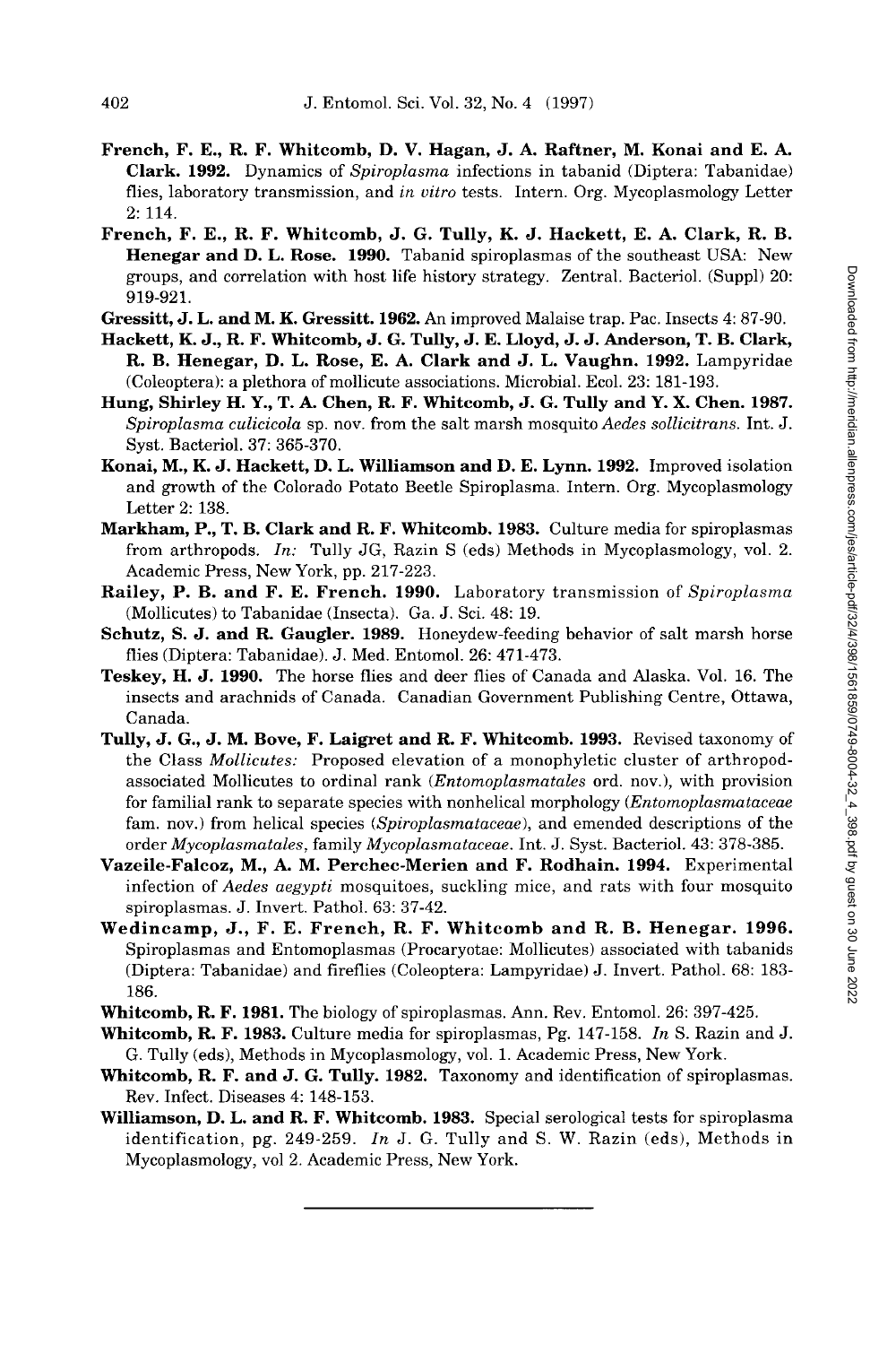**French, F. E., R. F. Whitcomb, D. V. Hagan, J. A. Raftner, M. Konai and E. A. Clark. 1992.** Dynamics of *Spiroplasma* infections in tabanid (Diptera: Tabanidae) flies, laboratory transmission, and *in vitro* tests. Intern. Org. Mycoplasmology Letter 2: 114.

**French, F. E., R. F. Whitcomb, J. G. Tully, K. J. Hackett, E. A. Clark, R. B. Henegar and D. L. Rose. 1990.** Tabanid spiroplasmas of the southeast USA: New groups, and correlation with host life history strategy. Zentral. Bacteriol. (Suppl) 20: 919-921.

**Gressitt, J. L. and M. K. Gressitt. 1962.** An improved Malaise trap. Pac. Insects 4: 87-90.

**Hackett, K. J., R. F. Whitcomb, J. G. Tully, J. E. Lloyd, J. J. Anderson, T. B. Clark, R. B. Henegar, D. L. Rose, E. A. Clark and J. L. Vaughn. 1992.** Lampyridae (Coleoptera): a plethora of mollicute associations. Microbial. Ecol. 23: 181-193.

**Hung, Shirley H. Y., T. A. Chen, R. F. Whitcomb, J. G. Tully and Y. X. Chen. 1987.** *Spiroplasma culicicola* sp. nov. from the salt marsh mosquito *Aedes sollicitrans*. Int. J. Syst. Bacteriol. 37: 365-370.

**Konai, M., K. J. Hackett, D. L. Williamson and D. E. Lynn. 1992.** Improved isolation and growth of the Colorado Potato Beetle Spiroplasma. Intern. Org. Mycoplasmology Letter 2: 138.

**Markham, P., T. B. Clark and R. F. Whitcomb. 1983.** Culture media for spiroplasmas from arthropods. *In:* Tully JG, Razin S (eds) Methods in Mycoplasmology, vol. 2. Academic Press, New York, pp. 217-223.

**Railey, P. B. and F. E. French. 1990.** Laboratory transmission of *Spiroplasma* (Mollicutes) to Tabanidae (Insecta). Ga. J. Sci. 48: 19.

**Schutz, S. J. and R. Gaugler. 1989.** Honeydew-feeding behavior of salt marsh horse flies (Diptera: Tabanidae). J. Med. Entomol. 26: 471-473.

**Teskey, H. J. 1990.** The horse flies and deer flies of Canada and Alaska. Vol. 16. The insects and arachnids of Canada. Canadian Government Publishing Centre, Ottawa, Canada.

**Tully, J. G., J. M. Bove, F. Laigret and R. F. Whitcomb. 1993.** Revised taxonomy of the Class *Mollicutes:* Proposed elevation of a monophyletic cluster of arthropod-associated Mollicutes to ordinal rank (*Entomoplasmatales* ord. nov.), with provision for familial rank to separate species with nonhelical morphology (*Entomoplasmataceae* fam. nov.) from helical species (*Spiroplasmataceae*), and emended descriptions of the order *Mycoplasmatales*, family *Mycoplasmataceae*. Int. J. Syst. Bacteriol. 43: 378-385.

**Vazeile-Falcoz, M., A. M. Perchec-Merien and F. Rodhain. 1994.** Experimental infection of *Aedes aegypti* mosquitoes, suckling mice, and rats with four mosquito spiroplasmas. J. Invert. Pathol. 63: 37-42.

**Wedincamp, J., F. E. French, R. F. Whitcomb and R. B. Henegar. 1996.** Spiroplasmas and Entomoplasmas (Procaryotae: Mollicutes) associated with tabanids (Diptera: Tabanidae) and fireflies (Coleoptera: Lampyridae) J. Invert. Pathol. 68: 183-186.

**Whitcomb, R. F. 1981.** The biology of spiroplasmas. Ann. Rev. Entomol. 26: 397-425.

**Whitcomb, R. F. 1983.** Culture media for spiroplasmas, Pg. 147-158. *In* S. Razin and J. G. Tully (eds), Methods in Mycoplasmology, vol. 1. Academic Press, New York.

**Whitcomb, R. F. and J. G. Tully. 1982.** Taxonomy and identification of spiroplasmas. Rev. Infect. Diseases 4: 148-153.

**Williamson, D. L. and R. F. Whitcomb. 1983.** Special serological tests for spiroplasma identification, pg. 249-259. *In* J. G. Tully and S. W. Razin (eds), Methods in Mycoplasmology, vol 2. Academic Press, New York.